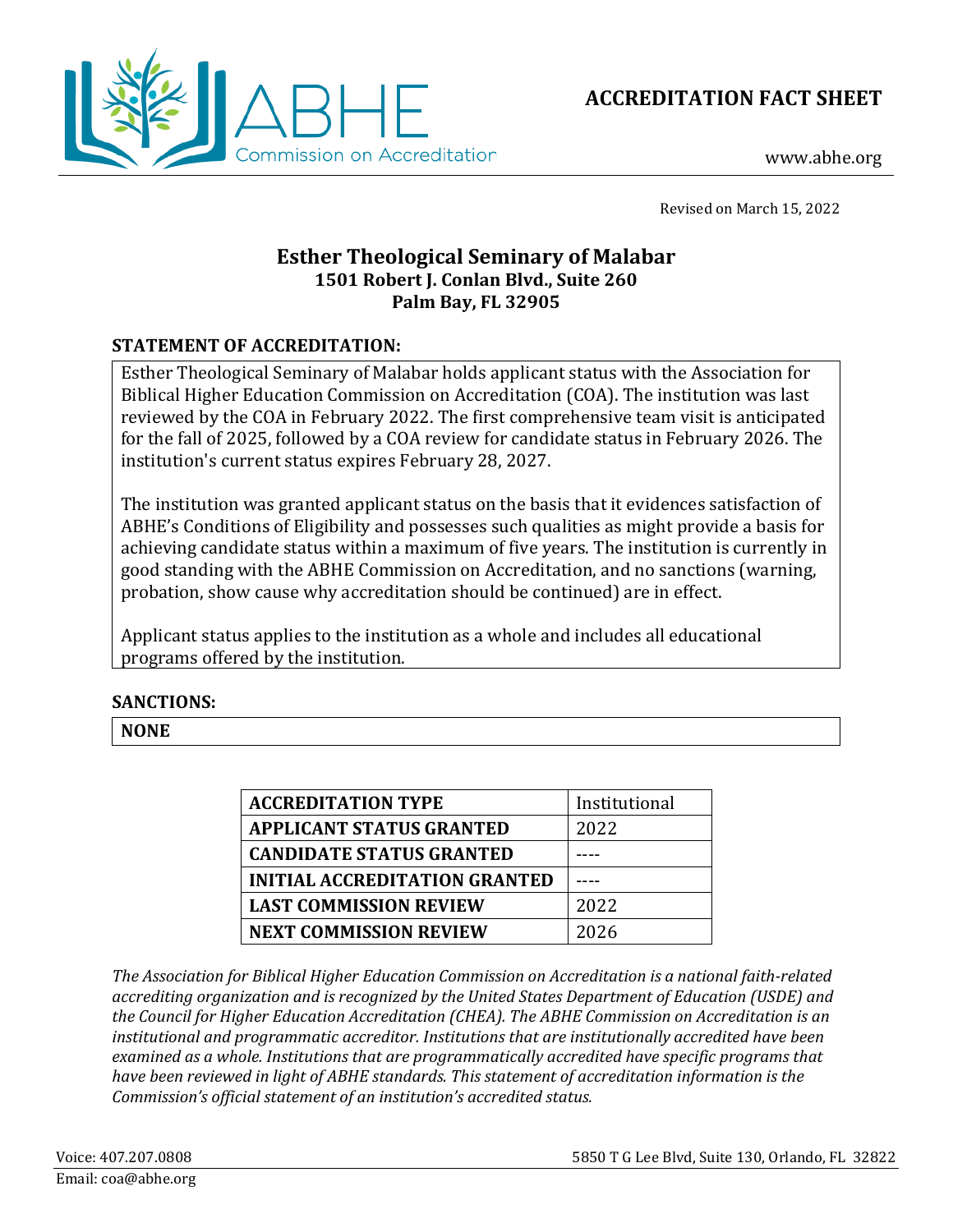# ACCREDITATION FACT SHEET

www.abhe.org

Revised on March 15, 2022

## Esther Theological Seminary of Malabar
**1501 Robert J. Conlan Blvd., Suite 260**
**Palm Bay, FL 32905**

### STATEMENT OF ACCREDITATION:

Esther Theological Seminary of Malabar holds applicant status with the Association for Biblical Higher Education Commission on Accreditation (COA). The institution was last reviewed by the COA in February 2022. The first comprehensive team visit is anticipated for the fall of 2025, followed by a COA review for candidate status in February 2026. The institution's current status expires February 28, 2027.

The institution was granted applicant status on the basis that it evidences satisfaction of ABHE's Conditions of Eligibility and possesses such qualities as might provide a basis for achieving candidate status within a maximum of five years. The institution is currently in good standing with the ABHE Commission on Accreditation, and no sanctions (warning, probation, show cause why accreditation should be continued) are in effect.

Applicant status applies to the institution as a whole and includes all educational programs offered by the institution.

### SANCTIONS:

**NONE**

| **ACCREDITATION TYPE** | Institutional |
|---|---|
| **APPLICANT STATUS GRANTED** | 2022 |
| **CANDIDATE STATUS GRANTED** | ---- |
| **INITIAL ACCREDITATION GRANTED** | ---- |
| **LAST COMMISSION REVIEW** | 2022 |
| **NEXT COMMISSION REVIEW** | 2026 |

*The Association for Biblical Higher Education Commission on Accreditation is a national faith-related accrediting organization and is recognized by the United States Department of Education (USDE) and the Council for Higher Education Accreditation (CHEA). The ABHE Commission on Accreditation is an institutional and programmatic accreditor. Institutions that are institutionally accredited have been examined as a whole. Institutions that are programmatically accredited have specific programs that have been reviewed in light of ABHE standards. This statement of accreditation information is the Commission's official statement of an institution's accredited status.*

Voice: 407.207.0808
Email: coa@abhe.org
5850 T G Lee Blvd, Suite 130, Orlando, FL 32822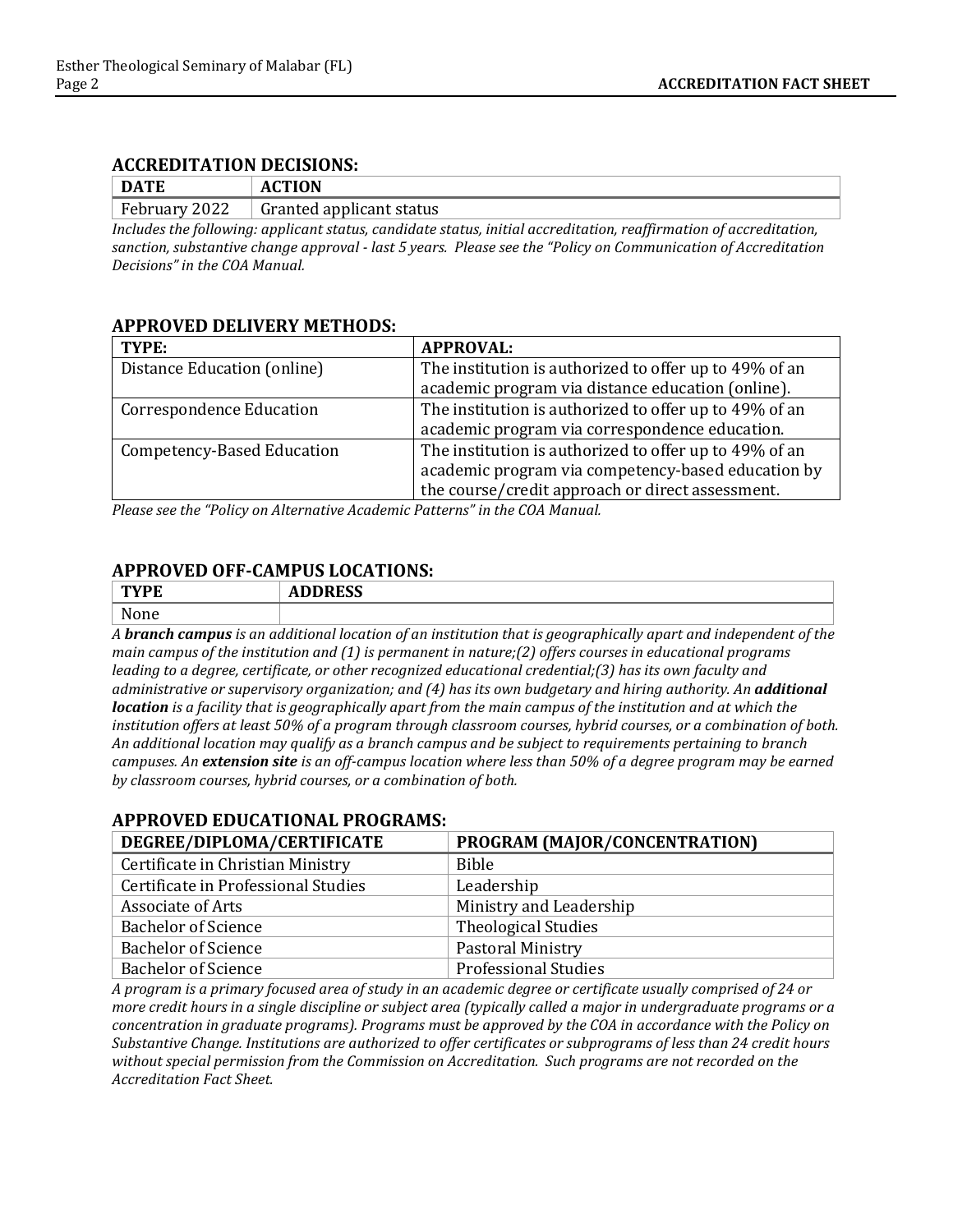## ACCREDITATION DECISIONS:

| DATE | ACTION |
| --- | --- |
| February 2022 | Granted applicant status |

*Includes the following: applicant status, candidate status, initial accreditation, reaffirmation of accreditation, sanction, substantive change approval - last 5 years. Please see the "Policy on Communication of Accreditation Decisions" in the COA Manual.*

## APPROVED DELIVERY METHODS:

| TYPE: | APPROVAL: |
| --- | --- |
| Distance Education (online) | The institution is authorized to offer up to 49% of an academic program via distance education (online). |
| Correspondence Education | The institution is authorized to offer up to 49% of an academic program via correspondence education. |
| Competency-Based Education | The institution is authorized to offer up to 49% of an academic program via competency-based education by the course/credit approach or direct assessment. |

*Please see the "Policy on Alternative Academic Patterns" in the COA Manual.*

## APPROVED OFF-CAMPUS LOCATIONS:

| TYPE | ADDRESS |
| --- | --- |
| None | |

*A **branch campus** is an additional location of an institution that is geographically apart and independent of the main campus of the institution and (1) is permanent in nature;(2) offers courses in educational programs leading to a degree, certificate, or other recognized educational credential;(3) has its own faculty and administrative or supervisory organization; and (4) has its own budgetary and hiring authority. An **additional location** is a facility that is geographically apart from the main campus of the institution and at which the institution offers at least 50% of a program through classroom courses, hybrid courses, or a combination of both. An additional location may qualify as a branch campus and be subject to requirements pertaining to branch campuses. An **extension site** is an off-campus location where less than 50% of a degree program may be earned by classroom courses, hybrid courses, or a combination of both.*

## APPROVED EDUCATIONAL PROGRAMS:

| DEGREE/DIPLOMA/CERTIFICATE | PROGRAM (MAJOR/CONCENTRATION) |
| --- | --- |
| Certificate in Christian Ministry | Bible |
| Certificate in Professional Studies | Leadership |
| Associate of Arts | Ministry and Leadership |
| Bachelor of Science | Theological Studies |
| Bachelor of Science | Pastoral Ministry |
| Bachelor of Science | Professional Studies |

*A program is a primary focused area of study in an academic degree or certificate usually comprised of 24 or more credit hours in a single discipline or subject area (typically called a major in undergraduate programs or a concentration in graduate programs). Programs must be approved by the COA in accordance with the Policy on Substantive Change. Institutions are authorized to offer certificates or subprograms of less than 24 credit hours without special permission from the Commission on Accreditation. Such programs are not recorded on the Accreditation Fact Sheet.*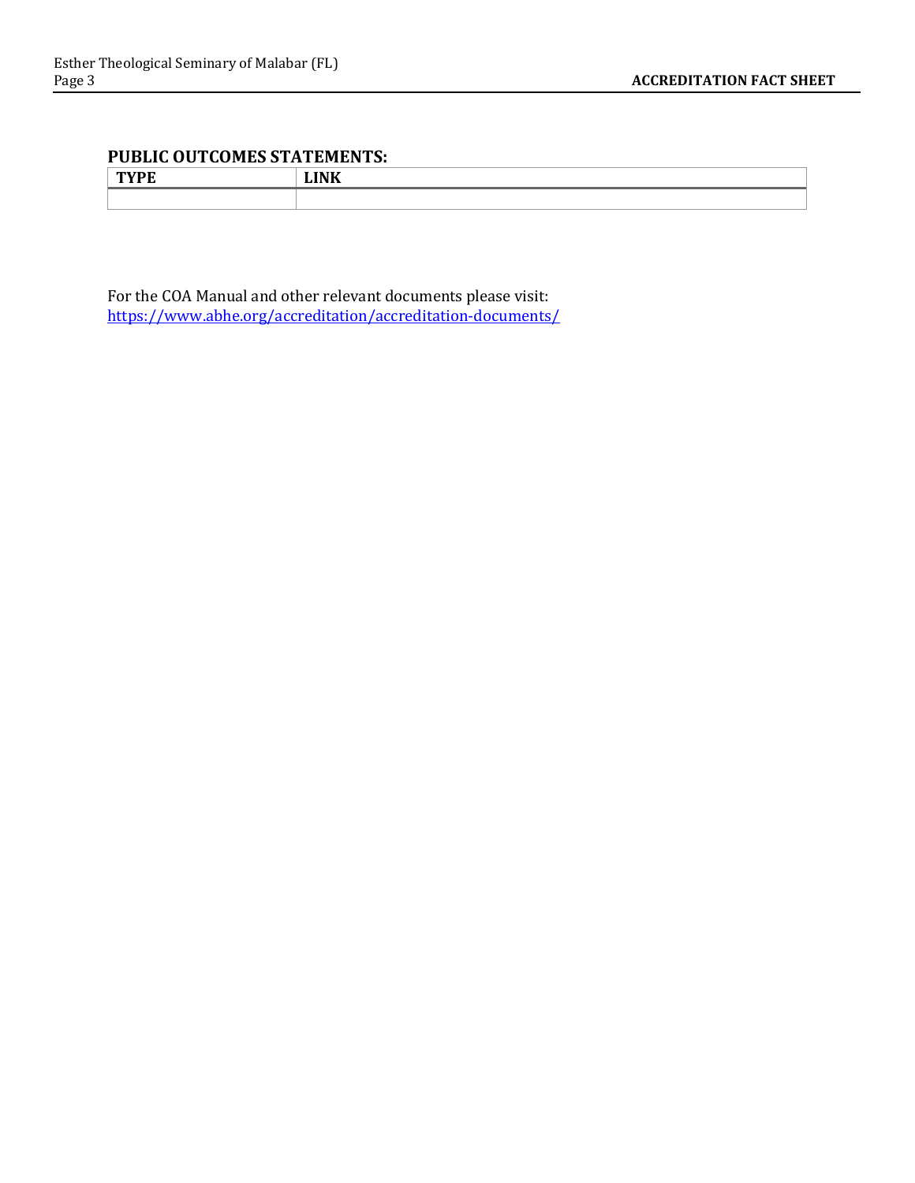## PUBLIC OUTCOMES STATEMENTS:

| TYPE | LINK |
| --- | --- |
| | |

For the COA Manual and other relevant documents please visit:
https://www.abhe.org/accreditation/accreditation-documents/